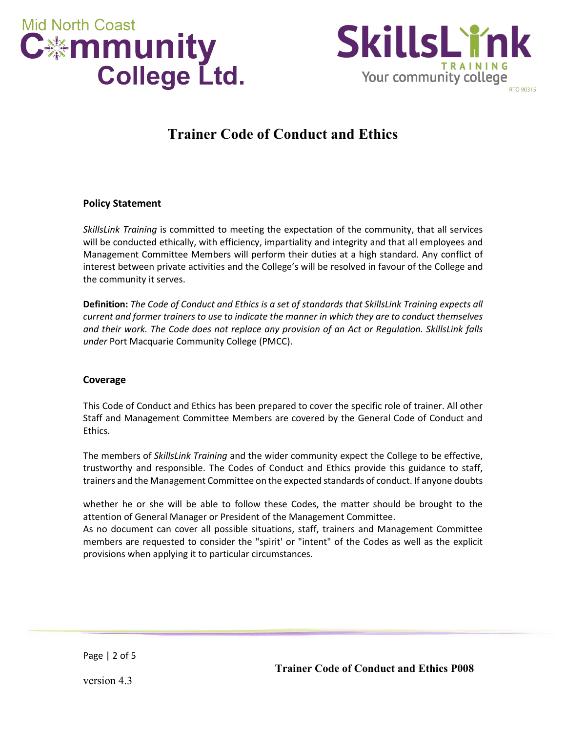# Trainer Code of Conduct and Ethics

## Policy Statement

*SkillsLink Training* is committed to meeting the expectation of the community, that all services will be conducted ethically, with efficiency, impartiality and integrity and that all employees and Management Committee Members will perform their duties at a high standard. Any conflict of interest between private activities and the College's will be resolved in favour of the College and the community it serves.

**Definition:** *The Code of Conduct and Ethics is a set of standards that SkillsLink Training expects all current and former trainers to use to indicate the manner in which they are to conduct themselves and their work. The Code does not replace any provision of an Act or Regulation. SkillsLink falls under* Port Macquarie Community College (PMCC).

## Coverage

This Code of Conduct and Ethics has been prepared to cover the specific role of trainer. All other Staff and Management Committee Members are covered by the General Code of Conduct and Ethics.

The members of *SkillsLink Training* and the wider community expect the College to be effective, trustworthy and responsible. The Codes of Conduct and Ethics provide this guidance to staff, trainers and the Management Committee on the expected standards of conduct. If anyone doubts whether he or she will be able to follow these Codes, the matter should be brought to the attention of General Manager or President of the Management Committee.

As no document can cover all possible situations, staff, trainers and Management Committee members are requested to consider the "spirit' or "intent" of the Codes as well as the explicit provisions when applying it to particular circumstances.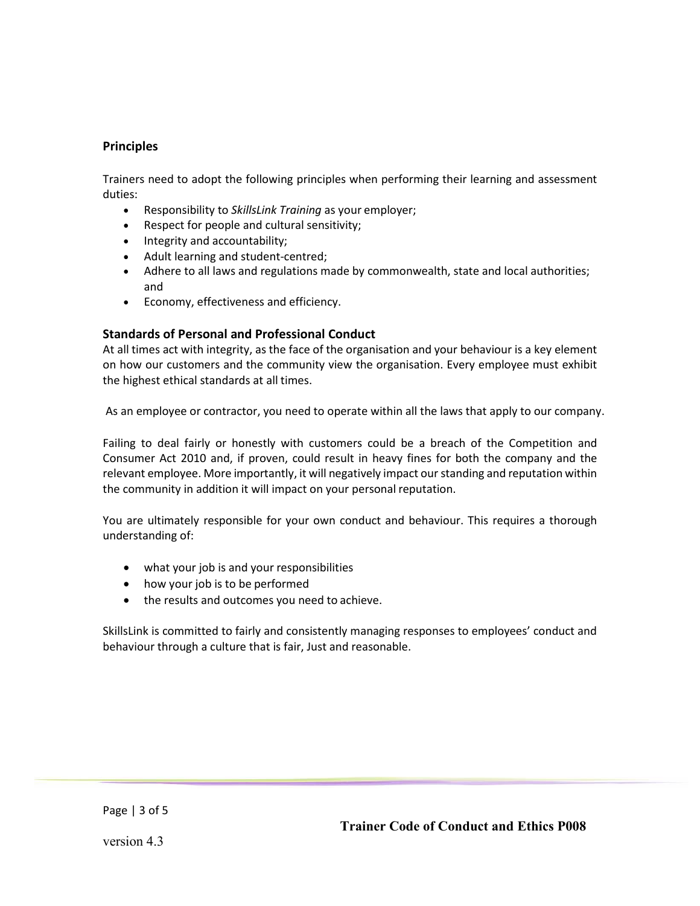## Principles

Trainers need to adopt the following principles when performing their learning and assessment duties:

- Responsibility to *SkillsLink Training* as your employer;
- Respect for people and cultural sensitivity;
- Integrity and accountability;
- Adult learning and student-centred;
- Adhere to all laws and regulations made by commonwealth, state and local authorities; and
- Economy, effectiveness and efficiency.

## Standards of Personal and Professional Conduct

At all times act with integrity, as the face of the organisation and your behaviour is a key element on how our customers and the community view the organisation. Every employee must exhibit the highest ethical standards at all times.

As an employee or contractor, you need to operate within all the laws that apply to our company.

Failing to deal fairly or honestly with customers could be a breach of the Competition and Consumer Act 2010 and, if proven, could result in heavy fines for both the company and the relevant employee. More importantly, it will negatively impact our standing and reputation within the community in addition it will impact on your personal reputation.

You are ultimately responsible for your own conduct and behaviour. This requires a thorough understanding of:

- what your job is and your responsibilities
- how your job is to be performed
- the results and outcomes you need to achieve.

SkillsLink is committed to fairly and consistently managing responses to employees' conduct and behaviour through a culture that is fair, Just and reasonable.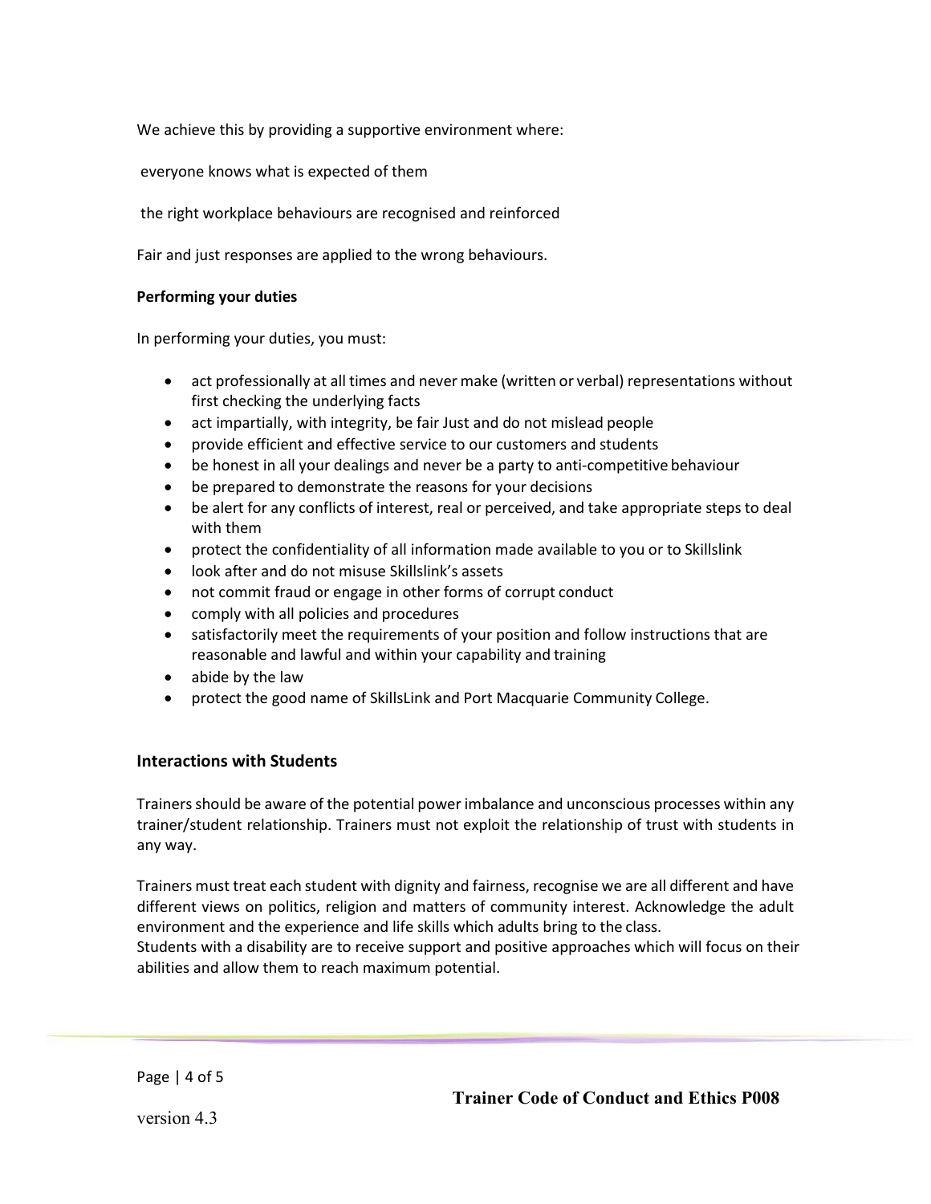We achieve this by providing a supportive environment where:

everyone knows what is expected of them

the right workplace behaviours are recognised and reinforced

Fair and just responses are applied to the wrong behaviours.

**Performing your duties**

In performing your duties, you must:

- act professionally at all times and never make (written or verbal) representations without first checking the underlying facts
- act impartially, with integrity, be fair Just and do not mislead people
- provide efficient and effective service to our customers and students
- be honest in all your dealings and never be a party to anti-competitive behaviour
- be prepared to demonstrate the reasons for your decisions
- be alert for any conflicts of interest, real or perceived, and take appropriate steps to deal with them
- protect the confidentiality of all information made available to you or to Skillslink
- look after and do not misuse Skillslink's assets
- not commit fraud or engage in other forms of corrupt conduct
- comply with all policies and procedures
- satisfactorily meet the requirements of your position and follow instructions that are reasonable and lawful and within your capability and training
- abide by the law
- protect the good name of SkillsLink and Port Macquarie Community College.

## Interactions with Students

Trainers should be aware of the potential power imbalance and unconscious processes within any trainer/student relationship. Trainers must not exploit the relationship of trust with students in any way.

Trainers must treat each student with dignity and fairness, recognise we are all different and have different views on politics, religion and matters of community interest. Acknowledge the adult environment and the experience and life skills which adults bring to the class.
Students with a disability are to receive support and positive approaches which will focus on their abilities and allow them to reach maximum potential.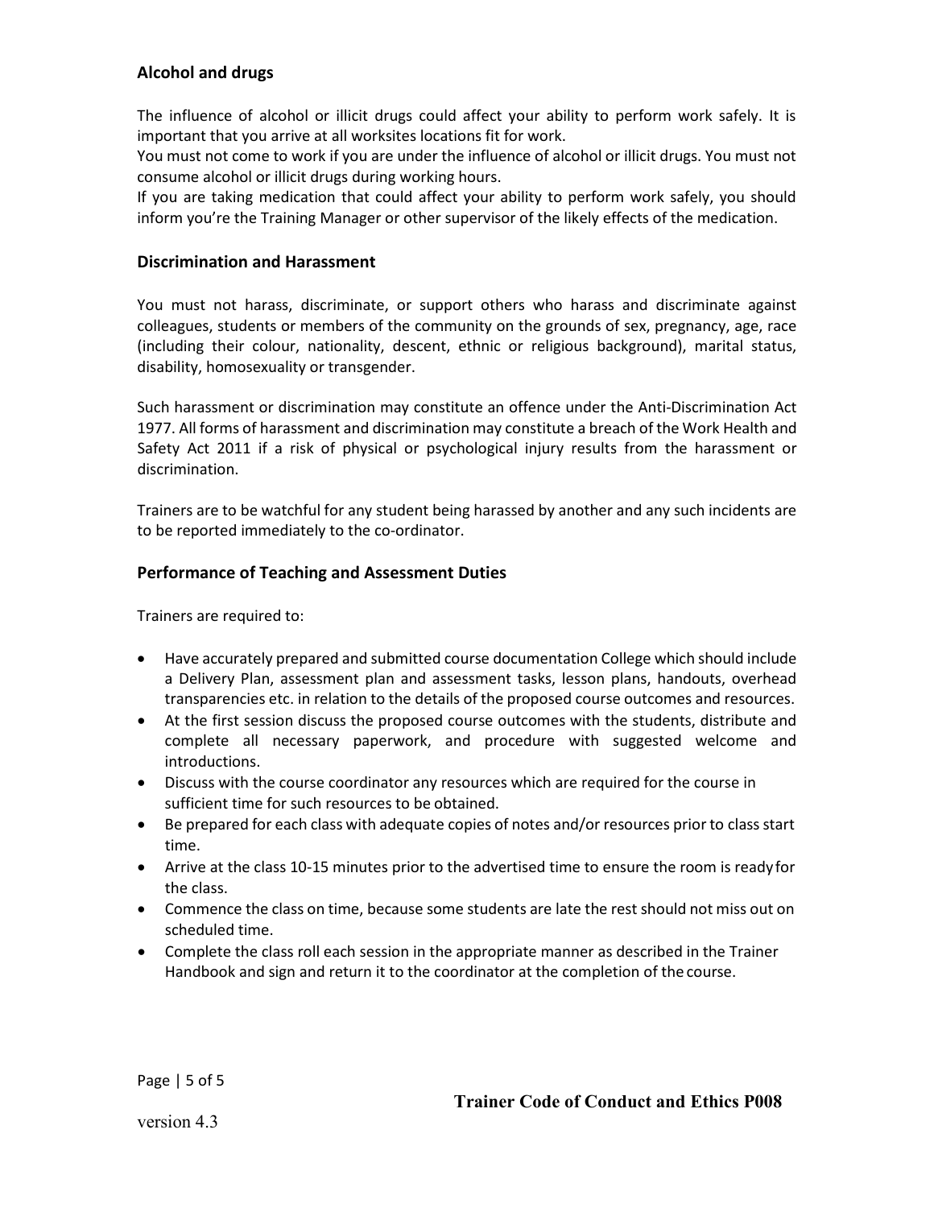## Alcohol and drugs

The influence of alcohol or illicit drugs could affect your ability to perform work safely. It is important that you arrive at all worksites locations fit for work.
You must not come to work if you are under the influence of alcohol or illicit drugs. You must not consume alcohol or illicit drugs during working hours.
If you are taking medication that could affect your ability to perform work safely, you should inform you're the Training Manager or other supervisor of the likely effects of the medication.

## Discrimination and Harassment

You must not harass, discriminate, or support others who harass and discriminate against colleagues, students or members of the community on the grounds of sex, pregnancy, age, race (including their colour, nationality, descent, ethnic or religious background), marital status, disability, homosexuality or transgender.

Such harassment or discrimination may constitute an offence under the Anti-Discrimination Act 1977. All forms of harassment and discrimination may constitute a breach of the Work Health and Safety Act 2011 if a risk of physical or psychological injury results from the harassment or discrimination.

Trainers are to be watchful for any student being harassed by another and any such incidents are to be reported immediately to the co-ordinator.

## Performance of Teaching and Assessment Duties

Trainers are required to:

- Have accurately prepared and submitted course documentation College which should include a Delivery Plan, assessment plan and assessment tasks, lesson plans, handouts, overhead transparencies etc. in relation to the details of the proposed course outcomes and resources.
- At the first session discuss the proposed course outcomes with the students, distribute and complete all necessary paperwork, and procedure with suggested welcome and introductions.
- Discuss with the course coordinator any resources which are required for the course in sufficient time for such resources to be obtained.
- Be prepared for each class with adequate copies of notes and/or resources prior to class start time.
- Arrive at the class 10-15 minutes prior to the advertised time to ensure the room is ready for the class.
- Commence the class on time, because some students are late the rest should not miss out on scheduled time.
- Complete the class roll each session in the appropriate manner as described in the Trainer Handbook and sign and return it to the coordinator at the completion of the course.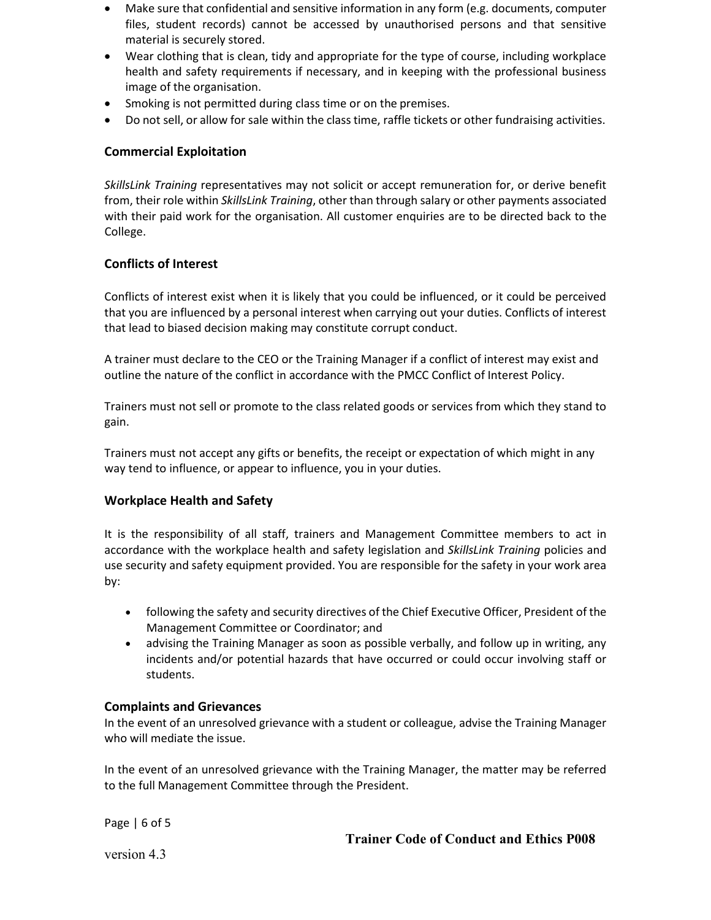- Make sure that confidential and sensitive information in any form (e.g. documents, computer files, student records) cannot be accessed by unauthorised persons and that sensitive material is securely stored.
- Wear clothing that is clean, tidy and appropriate for the type of course, including workplace health and safety requirements if necessary, and in keeping with the professional business image of the organisation.
- Smoking is not permitted during class time or on the premises.
- Do not sell, or allow for sale within the class time, raffle tickets or other fundraising activities.

### Commercial Exploitation

*SkillsLink Training* representatives may not solicit or accept remuneration for, or derive benefit from, their role within *SkillsLink Training*, other than through salary or other payments associated with their paid work for the organisation. All customer enquiries are to be directed back to the College.

### Conflicts of Interest

Conflicts of interest exist when it is likely that you could be influenced, or it could be perceived that you are influenced by a personal interest when carrying out your duties. Conflicts of interest that lead to biased decision making may constitute corrupt conduct.

A trainer must declare to the CEO or the Training Manager if a conflict of interest may exist and outline the nature of the conflict in accordance with the PMCC Conflict of Interest Policy.

Trainers must not sell or promote to the class related goods or services from which they stand to gain.

Trainers must not accept any gifts or benefits, the receipt or expectation of which might in any way tend to influence, or appear to influence, you in your duties.

### Workplace Health and Safety

It is the responsibility of all staff, trainers and Management Committee members to act in accordance with the workplace health and safety legislation and *SkillsLink Training* policies and use security and safety equipment provided. You are responsible for the safety in your work area by:

- following the safety and security directives of the Chief Executive Officer, President of the Management Committee or Coordinator; and
- advising the Training Manager as soon as possible verbally, and follow up in writing, any incidents and/or potential hazards that have occurred or could occur involving staff or students.

### Complaints and Grievances

In the event of an unresolved grievance with a student or colleague, advise the Training Manager who will mediate the issue.

In the event of an unresolved grievance with the Training Manager, the matter may be referred to the full Management Committee through the President.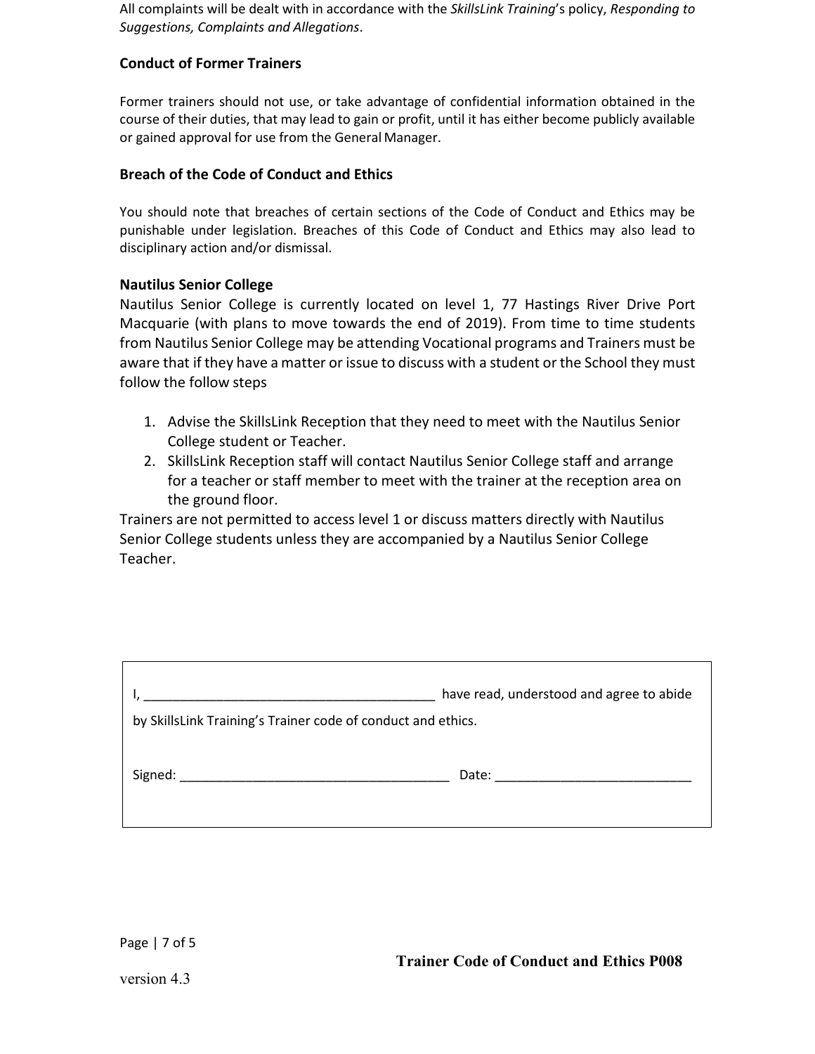All complaints will be dealt with in accordance with the *SkillsLink Training*'s policy, *Responding to Suggestions, Complaints and Allegations*.

### Conduct of Former Trainers

Former trainers should not use, or take advantage of confidential information obtained in the course of their duties, that may lead to gain or profit, until it has either become publicly available or gained approval for use from the General Manager.

### Breach of the Code of Conduct and Ethics

You should note that breaches of certain sections of the Code of Conduct and Ethics may be punishable under legislation. Breaches of this Code of Conduct and Ethics may also lead to disciplinary action and/or dismissal.

### Nautilus Senior College

Nautilus Senior College is currently located on level 1, 77 Hastings River Drive Port Macquarie (with plans to move towards the end of 2019). From time to time students from Nautilus Senior College may be attending Vocational programs and Trainers must be aware that if they have a matter or issue to discuss with a student or the School they must follow the follow steps

1. Advise the SkillsLink Reception that they need to meet with the Nautilus Senior College student or Teacher.
2. SkillsLink Reception staff will contact Nautilus Senior College staff and arrange for a teacher or staff member to meet with the trainer at the reception area on the ground floor.

Trainers are not permitted to access level 1 or discuss matters directly with Nautilus Senior College students unless they are accompanied by a Nautilus Senior College Teacher.

I, ________________________________________ have read, understood and agree to abide by SkillsLink Training's Trainer code of conduct and ethics.

Signed: _____________________________________ Date: ___________________________